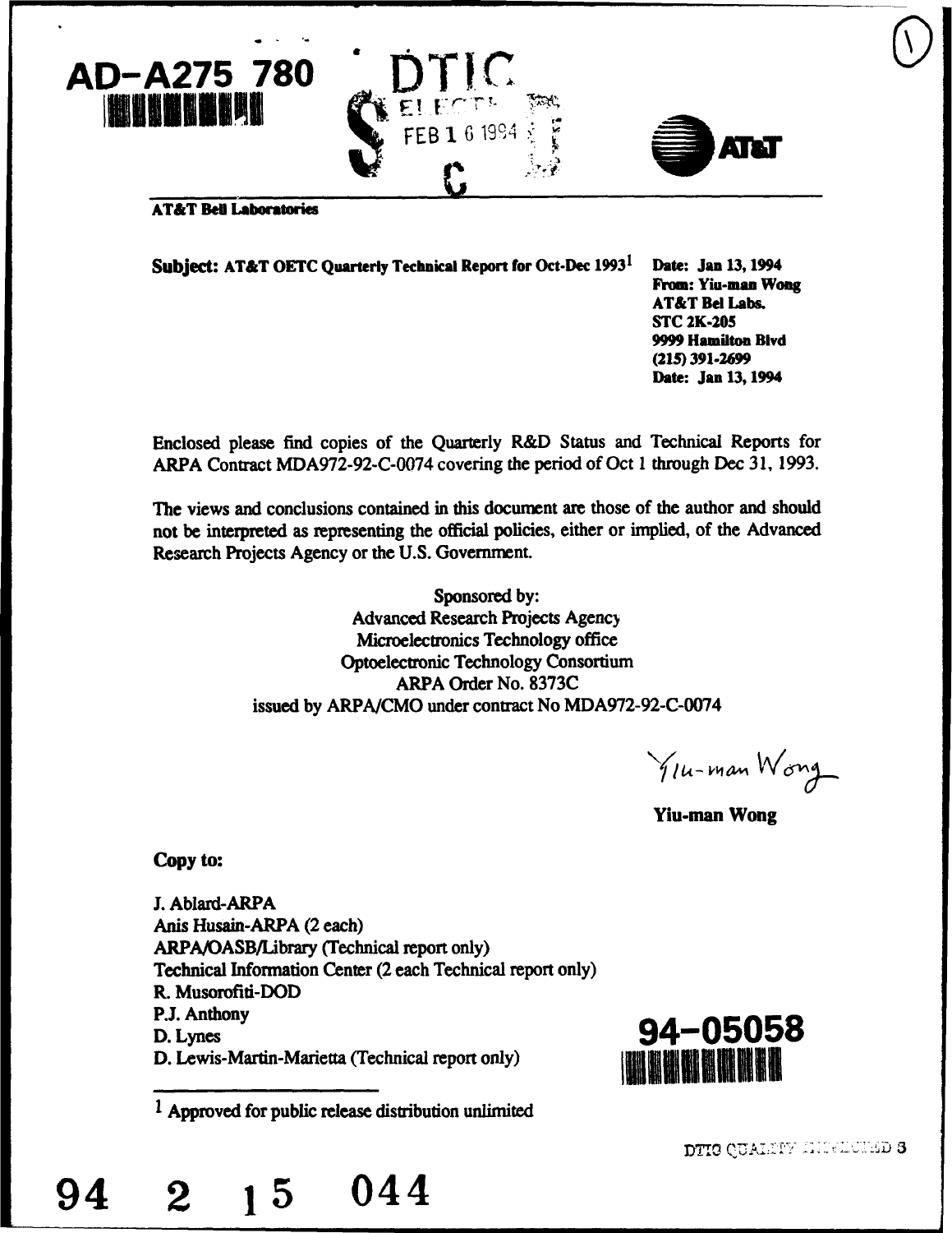AD-A275 780

DTIC ELECTE FEB 1 6 1994

AT&T

**AT&T Bell Laboratories**

**Subject: AT&T OETC Quarterly Technical Report for Oct-Dec 1993**[1]

**Date: Jan 13, 1994**
**From: Yiu-man Wong**
**AT&T Bel Labs.**
**STC 2K-205**
**9999 Hamilton Blvd**
**(215) 391-2699**
**Date: Jan 13, 1994**

Enclosed please find copies of the Quarterly R&D Status and Technical Reports for ARPA Contract MDA972-92-C-0074 covering the period of Oct 1 through Dec 31, 1993.

The views and conclusions contained in this document are those of the author and should not be interpreted as representing the official policies, either or implied, of the Advanced Research Projects Agency or the U.S. Government.

Sponsored by:
Advanced Research Projects Agency
Microelectronics Technology office
Optoelectronic Technology Consortium
ARPA Order No. 8373C
issued by ARPA/CMO under contract No MDA972-92-C-0074

Yiu-man Wong

**Yiu-man Wong**

**Copy to:**

J. Ablard-ARPA
Anis Husain-ARPA (2 each)
ARPA/OASB/Library (Technical report only)
Technical Information Center (2 each Technical report only)
R. Musorofiti-DOD
P.J. Anthony
D. Lynes
D. Lewis-Martin-Marietta (Technical report only)

94-05058

[1] Approved for public release distribution unlimited

94 2 15 044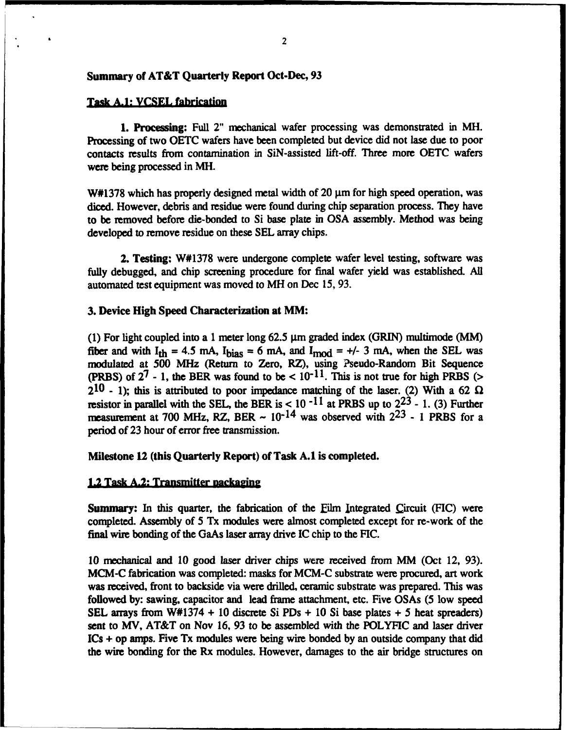## Summary of AT&T Quarterly Report Oct-Dec, 93

### Task A.1: VCSEL fabrication

**1. Processing:** Full 2" mechanical wafer processing was demonstrated in MH. Processing of two OETC wafers have been completed but device did not lase due to poor contacts results from contamination in SiN-assisted lift-off. Three more OETC wafers were being processed in MH.

W#1378 which has properly designed metal width of 20 µm for high speed operation, was diced. However, debris and residue were found during chip separation process. They have to be removed before die-bonded to Si base plate in OSA assembly. Method was being developed to remove residue on these SEL array chips.

**2. Testing:** W#1378 were undergone complete wafer level testing, software was fully debugged, and chip screening procedure for final wafer yield was established. All automated test equipment was moved to MH on Dec 15, 93.

**3. Device High Speed Characterization at MM:**

(1) For light coupled into a 1 meter long 62.5 µm graded index (GRIN) multimode (MM) fiber and with $I_{th}$ = 4.5 mA, $I_{bias}$ = 6 mA, and $I_{mod}$ = +/- 3 mA, when the SEL was modulated at 500 MHz (Return to Zero, RZ), using Pseudo-Random Bit Sequence (PRBS) of $2^7 - 1$, the BER was found to be $< 10^{-11}$. This is not true for high PRBS ($> 2^{10} - 1$); this is attributed to poor impedance matching of the laser. (2) With a 62 Ω resistor in parallel with the SEL, the BER is $< 10^{-11}$ at PRBS up to $2^{23} - 1$. (3) Further measurement at 700 MHz, RZ, BER ~ $10^{-14}$ was observed with $2^{23} - 1$ PRBS for a period of 23 hour of error free transmission.

**Milestone 12 (this Quarterly Report) of Task A.1 is completed.**

### 1.2 Task A.2: Transmitter packaging

**Summary:** In this quarter, the fabrication of the Film Integrated Circuit (FIC) were completed. Assembly of 5 Tx modules were almost completed except for re-work of the final wire bonding of the GaAs laser array drive IC chip to the FIC.

10 mechanical and 10 good laser driver chips were received from MM (Oct 12, 93). MCM-C fabrication was completed: masks for MCM-C substrate were procured, art work was received, front to backside via were drilled, ceramic substrate was prepared. This was followed by: sawing, capacitor and lead frame attachment, etc. Five OSAs (5 low speed SEL arrays from W#1374 + 10 discrete Si PDs + 10 Si base plates + 5 heat spreaders) sent to MV, AT&T on Nov 16, 93 to be assembled with the POLYFIC and laser driver ICs + op amps. Five Tx modules were being wire bonded by an outside company that did the wire bonding for the Rx modules. However, damages to the air bridge structures on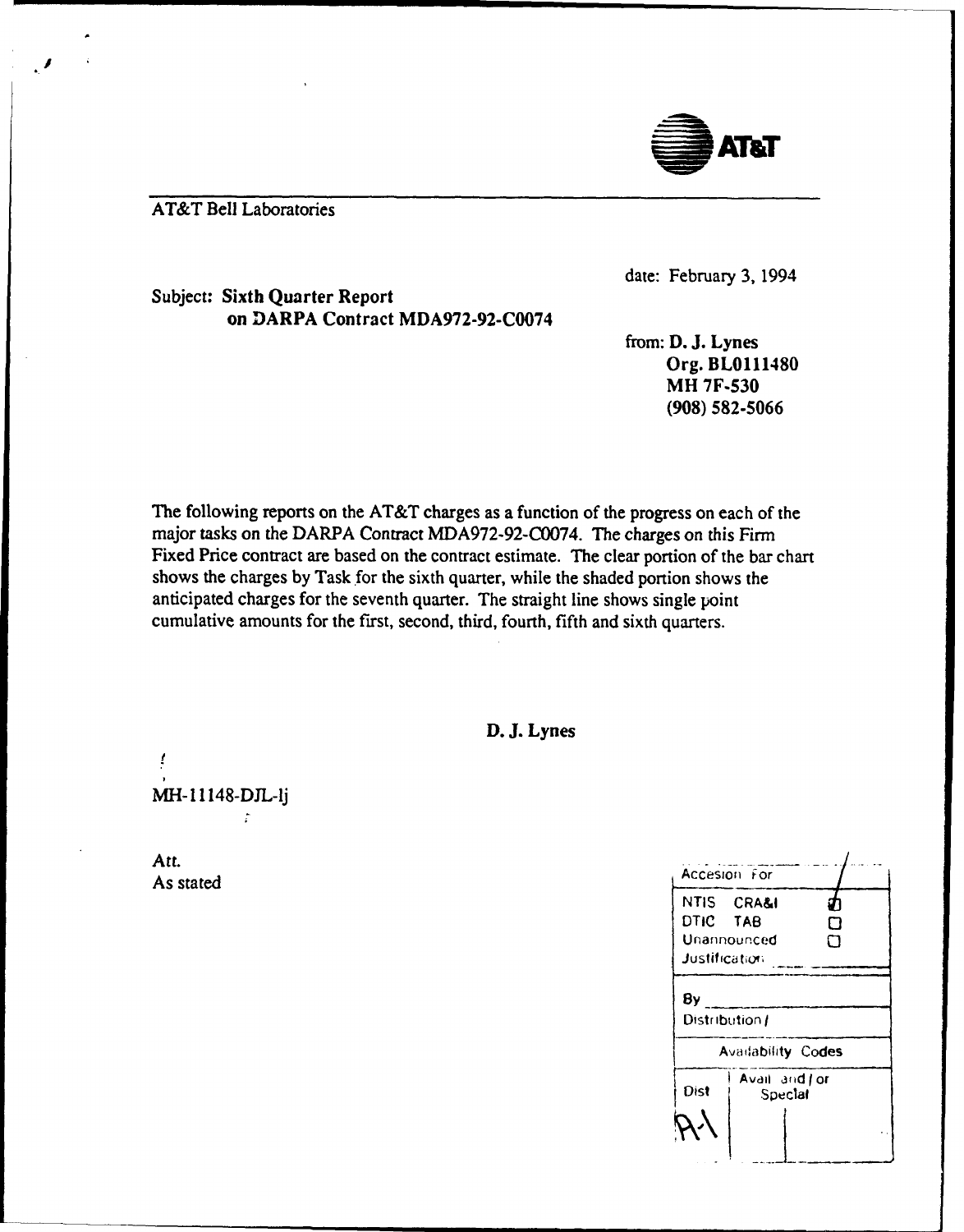AT&T

AT&T Bell Laboratories

date: February 3, 1994

Subject: **Sixth Quarter Report on DARPA Contract MDA972-92-C0074**

from: **D. J. Lynes**
**Org. BL0111480**
**MH 7F-530**
**(908) 582-5066**

The following reports on the AT&T charges as a function of the progress on each of the major tasks on the DARPA Contract MDA972-92-C0074. The charges on this Firm Fixed Price contract are based on the contract estimate. The clear portion of the bar chart shows the charges by Task for the sixth quarter, while the shaded portion shows the anticipated charges for the seventh quarter. The straight line shows single point cumulative amounts for the first, second, third, fourth, fifth and sixth quarters.

**D. J. Lynes**

MH-11148-DJL-lj

Att.
As stated

| Accesion For | |
|---|---|
| NTIS CRA&I | ☑ |
| DTIC TAB | ☐ |
| Unannounced | ☐ |
| Justification | |
| By | |
| Distribution / | |
| Availability Codes | |
| Dist | Avail and / or Special |
| A-1 | |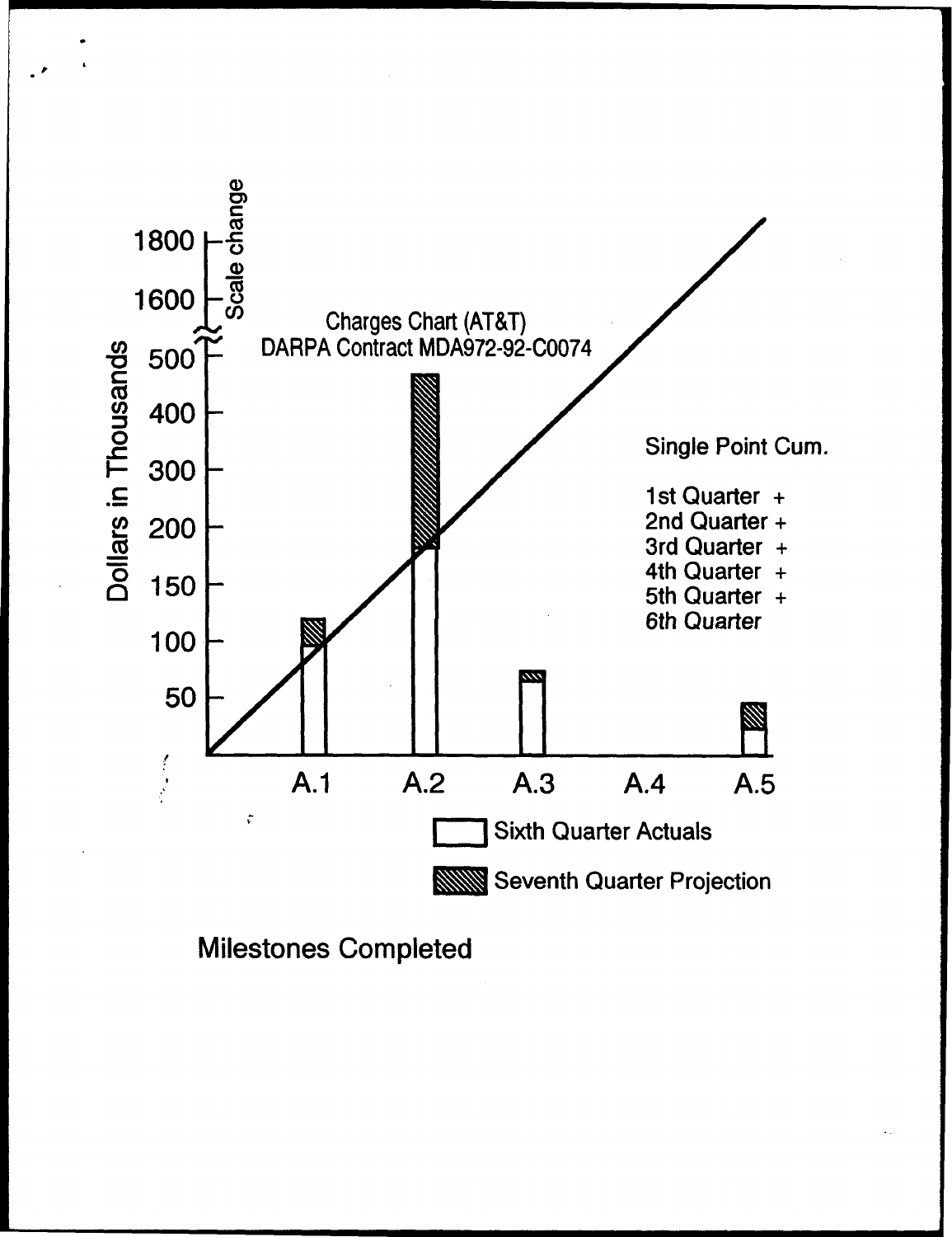Charges Chart (AT&T)
DARPA Contract MDA972-92-C0074

Dollars in Thousands

1800
1600
Scale change
500
400
300
200
150
100
50

A.1 A.2 A.3 A.4 A.5

Single Point Cum.

1st Quarter +
2nd Quarter +
3rd Quarter +
4th Quarter +
5th Quarter +
6th Quarter

Sixth Quarter Actuals

Seventh Quarter Projection

Milestones Completed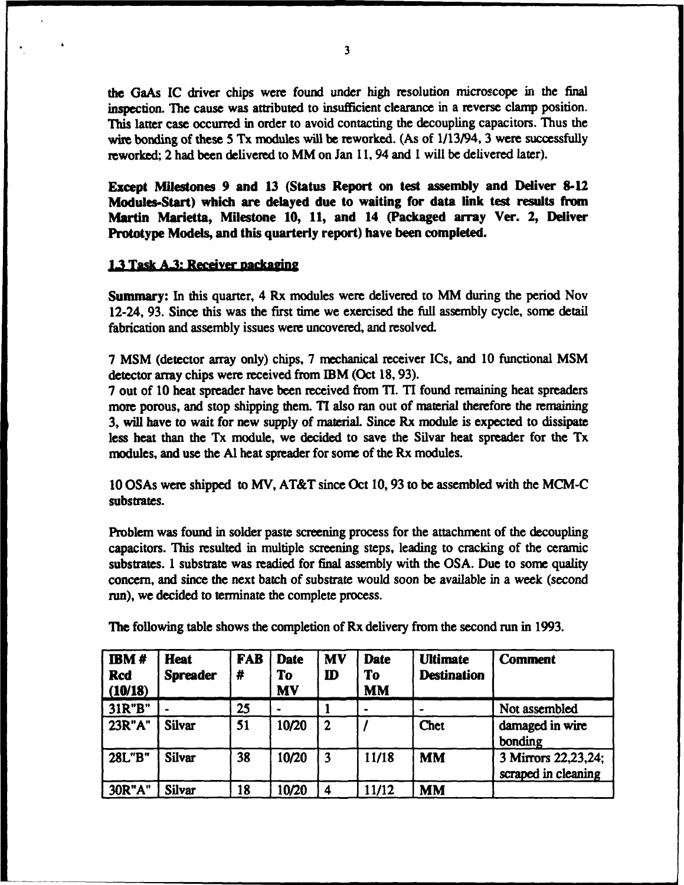the GaAs IC driver chips were found under high resolution microscope in the final inspection. The cause was attributed to insufficient clearance in a reverse clamp position. This latter case occurred in order to avoid contacting the decoupling capacitors. Thus the wire bonding of these 5 Tx modules will be reworked. (As of 1/13/94, 3 were successfully reworked; 2 had been delivered to MM on Jan 11, 94 and 1 will be delivered later).

**Except Milestones 9 and 13 (Status Report on test assembly and Deliver 8-12 Modules-Start) which are delayed due to waiting for data link test results from Martin Marietta, Milestone 10, 11, and 14 (Packaged array Ver. 2, Deliver Prototype Models, and this quarterly report) have been completed.**

## 1.3 Task A.3: Receiver packaging

**Summary:** In this quarter, 4 Rx modules were delivered to MM during the period Nov 12-24, 93. Since this was the first time we exercised the full assembly cycle, some detail fabrication and assembly issues were uncovered, and resolved.

7 MSM (detector array only) chips, 7 mechanical receiver ICs, and 10 functional MSM detector array chips were received from IBM (Oct 18, 93).

7 out of 10 heat spreader have been received from TI. TI found remaining heat spreaders more porous, and stop shipping them. TI also ran out of material therefore the remaining 3, will have to wait for new supply of material. Since Rx module is expected to dissipate less heat than the Tx module, we decided to save the Silvar heat spreader for the Tx modules, and use the Al heat spreader for some of the Rx modules.

10 OSAs were shipped to MV, AT&T since Oct 10, 93 to be assembled with the MCM-C substrates.

Problem was found in solder paste screening process for the attachment of the decoupling capacitors. This resulted in multiple screening steps, leading to cracking of the ceramic substrates. 1 substrate was readied for final assembly with the OSA. Due to some quality concern, and since the next batch of substrate would soon be available in a week (second run), we decided to terminate the complete process.

The following table shows the completion of Rx delivery from the second run in 1993.

| IBM # Rcd (10/18) | Heat Spreader | FAB # | Date To MV | MV ID | Date To MM | Ultimate Destination | Comment |
|---|---|---|---|---|---|---|---|
| 31R"B" | - | 25 | - | 1 | - | - | Not assembled |
| 23R"A" | Silvar | 51 | 10/20 | 2 | / | Chet | damaged in wire bonding |
| 28L"B" | Silvar | 38 | 10/20 | 3 | 11/18 | MM | 3 Mirrors 22,23,24; scraped in cleaning |
| 30R"A" | Silvar | 18 | 10/20 | 4 | 11/12 | MM | |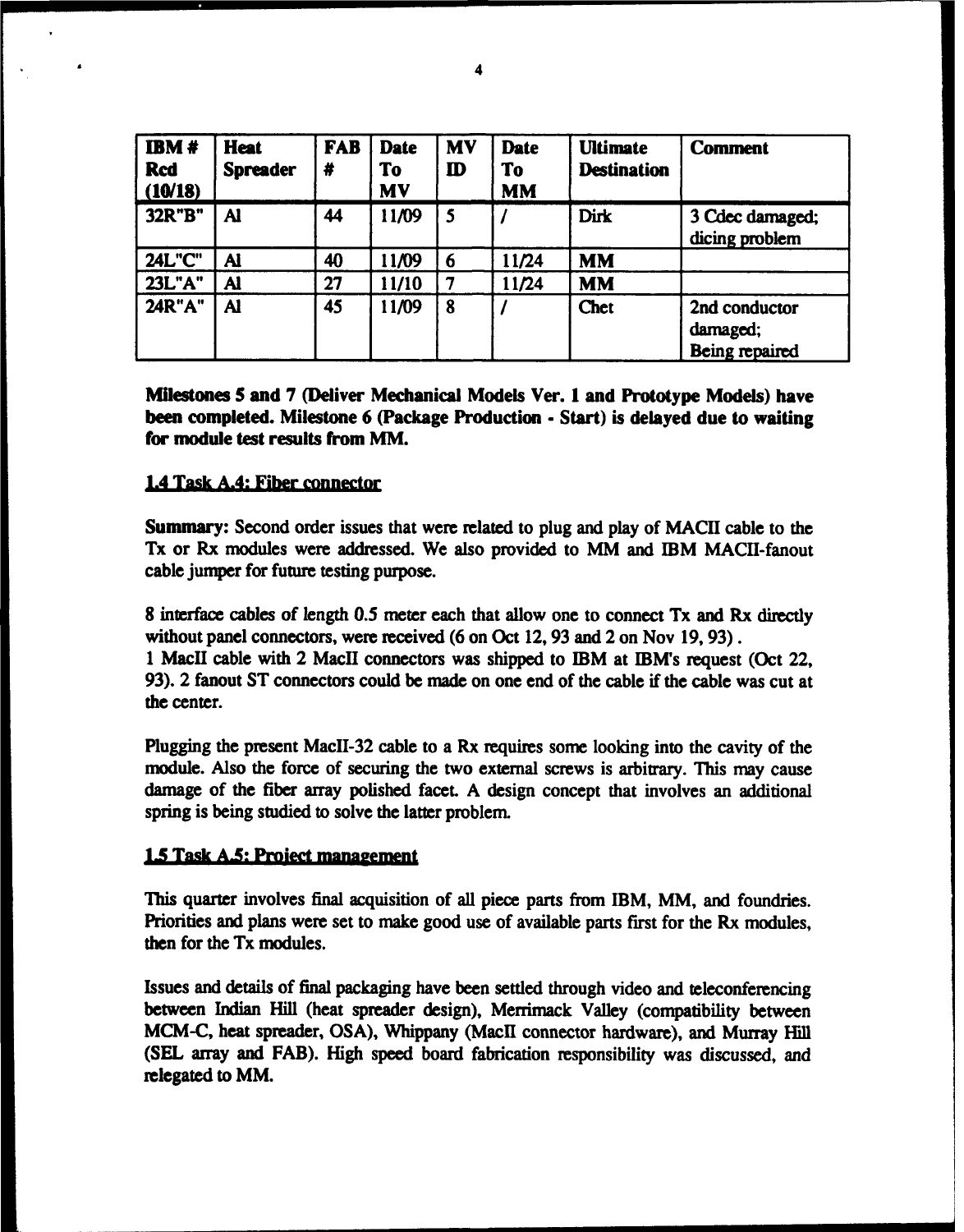| **IBM # Rcd (10/18)** | **Heat Spreader** | **FAB #** | **Date To MV** | **MV ID** | **Date To MM** | **Ultimate Destination** | **Comment** |
|---|---|---|---|---|---|---|---|
| 32R"B" | Al | 44 | 11/09 | 5 | / | Dirk | 3 Cdec damaged; dicing problem |
| 24L"C" | Al | 40 | 11/09 | 6 | 11/24 | MM | |
| 23L"A" | Al | 27 | 11/10 | 7 | 11/24 | MM | |
| 24R"A" | Al | 45 | 11/09 | 8 | / | Chet | 2nd conductor damaged; Being repaired |

**Milestones 5 and 7 (Deliver Mechanical Models Ver. 1 and Prototype Models) have been completed. Milestone 6 (Package Production - Start) is delayed due to waiting for module test results from MM.**

## 1.4 Task A.4: Fiber connector

**Summary:** Second order issues that were related to plug and play of MACII cable to the Tx or Rx modules were addressed. We also provided to MM and IBM MACII-fanout cable jumper for future testing purpose.

8 interface cables of length 0.5 meter each that allow one to connect Tx and Rx directly without panel connectors, were received (6 on Oct 12, 93 and 2 on Nov 19, 93).
1 MacII cable with 2 MacII connectors was shipped to IBM at IBM's request (Oct 22, 93). 2 fanout ST connectors could be made on one end of the cable if the cable was cut at the center.

Plugging the present MacII-32 cable to a Rx requires some looking into the cavity of the module. Also the force of securing the two external screws is arbitrary. This may cause damage of the fiber array polished facet. A design concept that involves an additional spring is being studied to solve the latter problem.

## 1.5 Task A.5: Project management

This quarter involves final acquisition of all piece parts from IBM, MM, and foundries. Priorities and plans were set to make good use of available parts first for the Rx modules, then for the Tx modules.

Issues and details of final packaging have been settled through video and teleconferencing between Indian Hill (heat spreader design), Merrimack Valley (compatibility between MCM-C, heat spreader, OSA), Whippany (MacII connector hardware), and Murray Hill (SEL array and FAB). High speed board fabrication responsibility was discussed, and relegated to MM.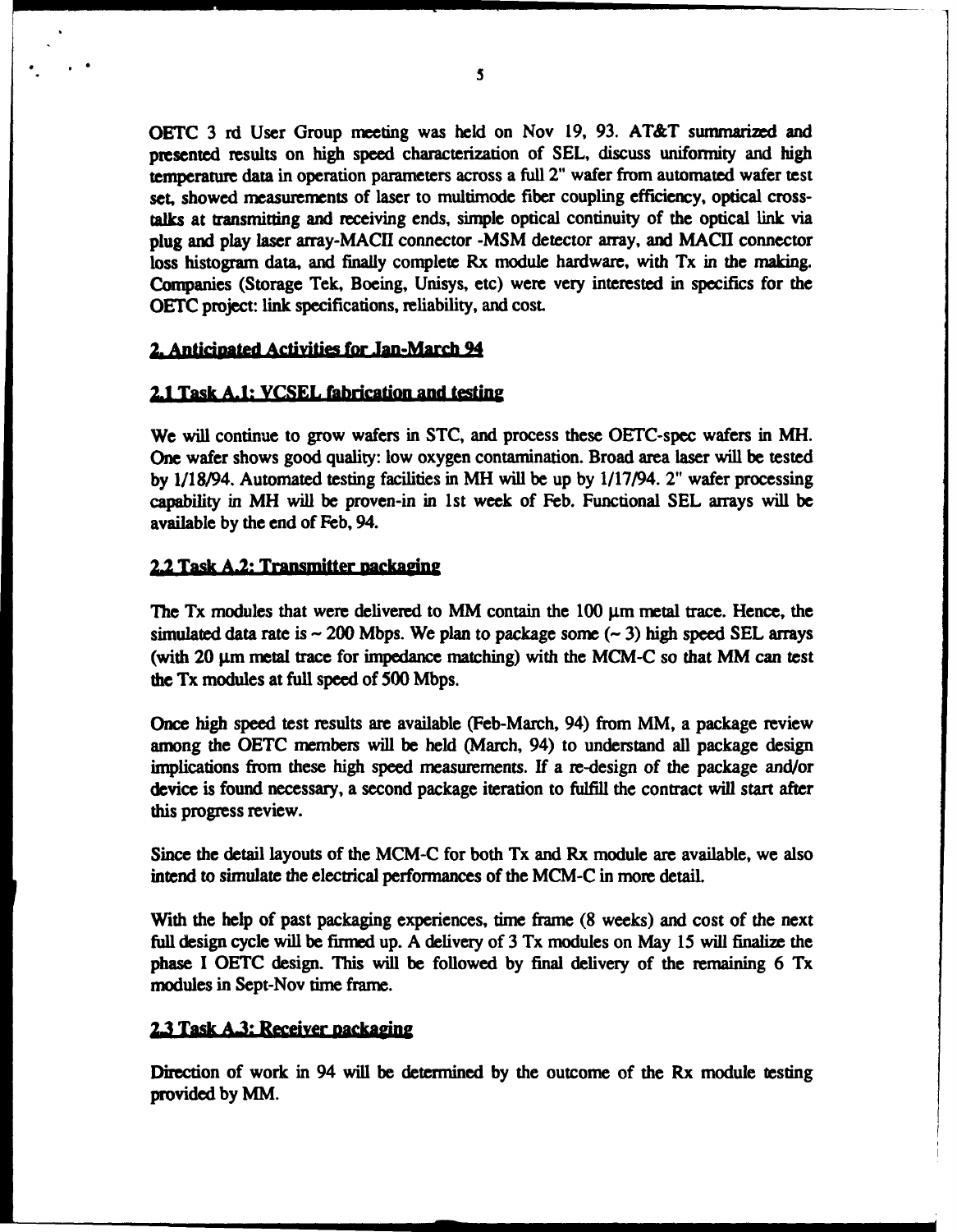OETC 3 rd User Group meeting was held on Nov 19, 93. AT&T summarized and presented results on high speed characterization of SEL, discuss uniformity and high temperature data in operation parameters across a full 2" wafer from automated wafer test set, showed measurements of laser to multimode fiber coupling efficiency, optical cross-talks at transmitting and receiving ends, simple optical continuity of the optical link via plug and play laser array-MACII connector -MSM detector array, and MACII connector loss histogram data, and finally complete Rx module hardware, with Tx in the making. Companies (Storage Tek, Boeing, Unisys, etc) were very interested in specifics for the OETC project: link specifications, reliability, and cost.

## 2. Anticipated Activities for Jan-March 94

### 2.1 Task A.1: VCSEL fabrication and testing

We will continue to grow wafers in STC, and process these OETC-spec wafers in MH. One wafer shows good quality: low oxygen contamination. Broad area laser will be tested by 1/18/94. Automated testing facilities in MH will be up by 1/17/94. 2" wafer processing capability in MH will be proven-in in 1st week of Feb. Functional SEL arrays will be available by the end of Feb, 94.

### 2.2 Task A.2: Transmitter packaging

The Tx modules that were delivered to MM contain the 100 µm metal trace. Hence, the simulated data rate is ~ 200 Mbps. We plan to package some (~ 3) high speed SEL arrays (with 20 µm metal trace for impedance matching) with the MCM-C so that MM can test the Tx modules at full speed of 500 Mbps.

Once high speed test results are available (Feb-March, 94) from MM, a package review among the OETC members will be held (March, 94) to understand all package design implications from these high speed measurements. If a re-design of the package and/or device is found necessary, a second package iteration to fulfill the contract will start after this progress review.

Since the detail layouts of the MCM-C for both Tx and Rx module are available, we also intend to simulate the electrical performances of the MCM-C in more detail.

With the help of past packaging experiences, time frame (8 weeks) and cost of the next full design cycle will be firmed up. A delivery of 3 Tx modules on May 15 will finalize the phase I OETC design. This will be followed by final delivery of the remaining 6 Tx modules in Sept-Nov time frame.

### 2.3 Task A.3: Receiver packaging

Direction of work in 94 will be determined by the outcome of the Rx module testing provided by MM.